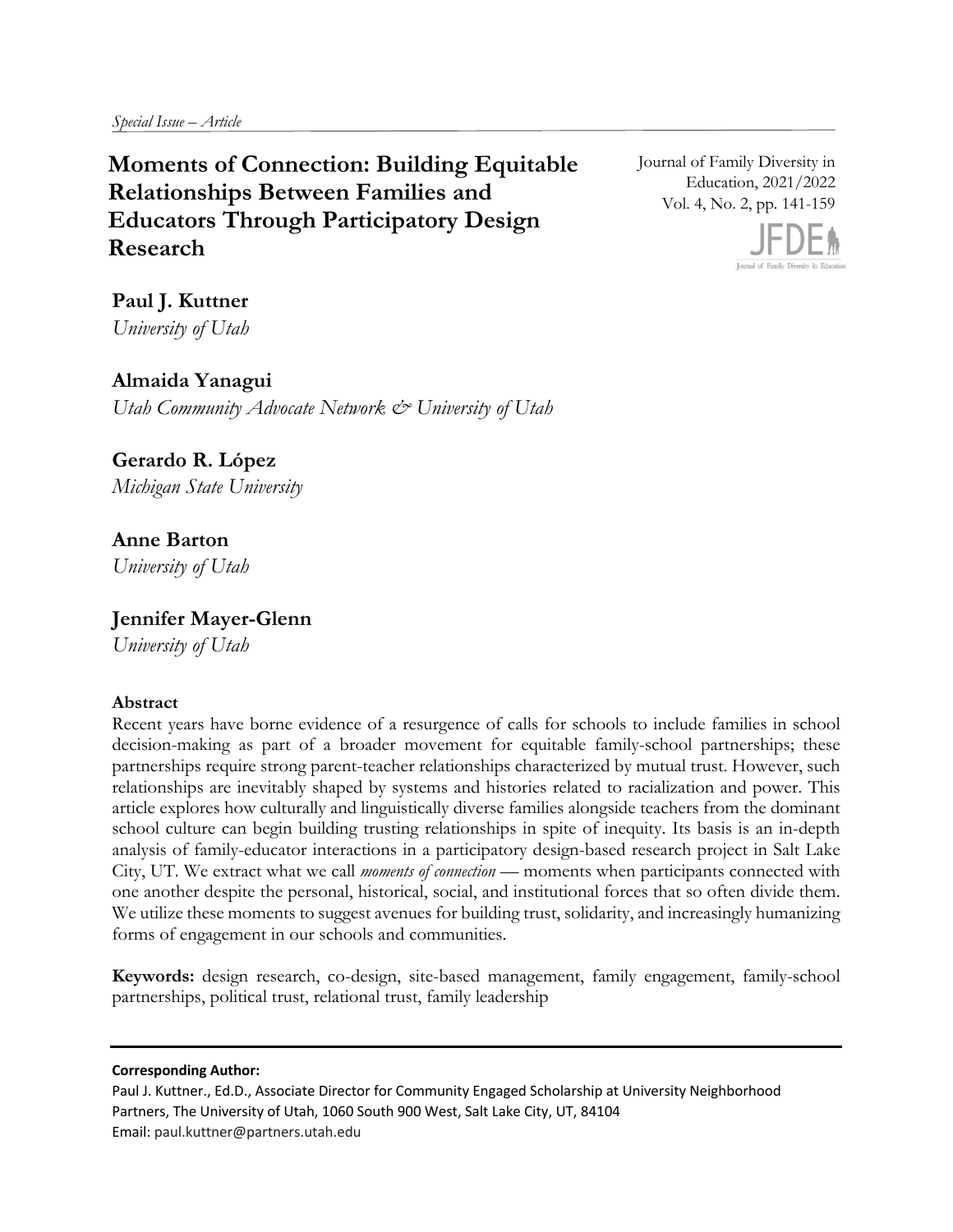*Special Issue – Article*

# Moments of Connection: Building Equitable Relationships Between Families and Educators Through Participatory Design Research

**Paul J. Kuttner**
*University of Utah*

**Almaida Yanagui**
*Utah Community Advocate Network & University of Utah*

**Gerardo R. López**
*Michigan State University*

**Anne Barton**
*University of Utah*

**Jennifer Mayer-Glenn**
*University of Utah*

### Abstract

Recent years have borne evidence of a resurgence of calls for schools to include families in school decision-making as part of a broader movement for equitable family-school partnerships; these partnerships require strong parent-teacher relationships characterized by mutual trust. However, such relationships are inevitably shaped by systems and histories related to racialization and power. This article explores how culturally and linguistically diverse families alongside teachers from the dominant school culture can begin building trusting relationships in spite of inequity. Its basis is an in-depth analysis of family-educator interactions in a participatory design-based research project in Salt Lake City, UT. We extract what we call *moments of connection* — moments when participants connected with one another despite the personal, historical, social, and institutional forces that so often divide them. We utilize these moments to suggest avenues for building trust, solidarity, and increasingly humanizing forms of engagement in our schools and communities.

**Keywords:** design research, co-design, site-based management, family engagement, family-school partnerships, political trust, relational trust, family leadership

---

**Corresponding Author:**
Paul J. Kuttner., Ed.D., Associate Director for Community Engaged Scholarship at University Neighborhood Partners, The University of Utah, 1060 South 900 West, Salt Lake City, UT, 84104
Email: paul.kuttner@partners.utah.edu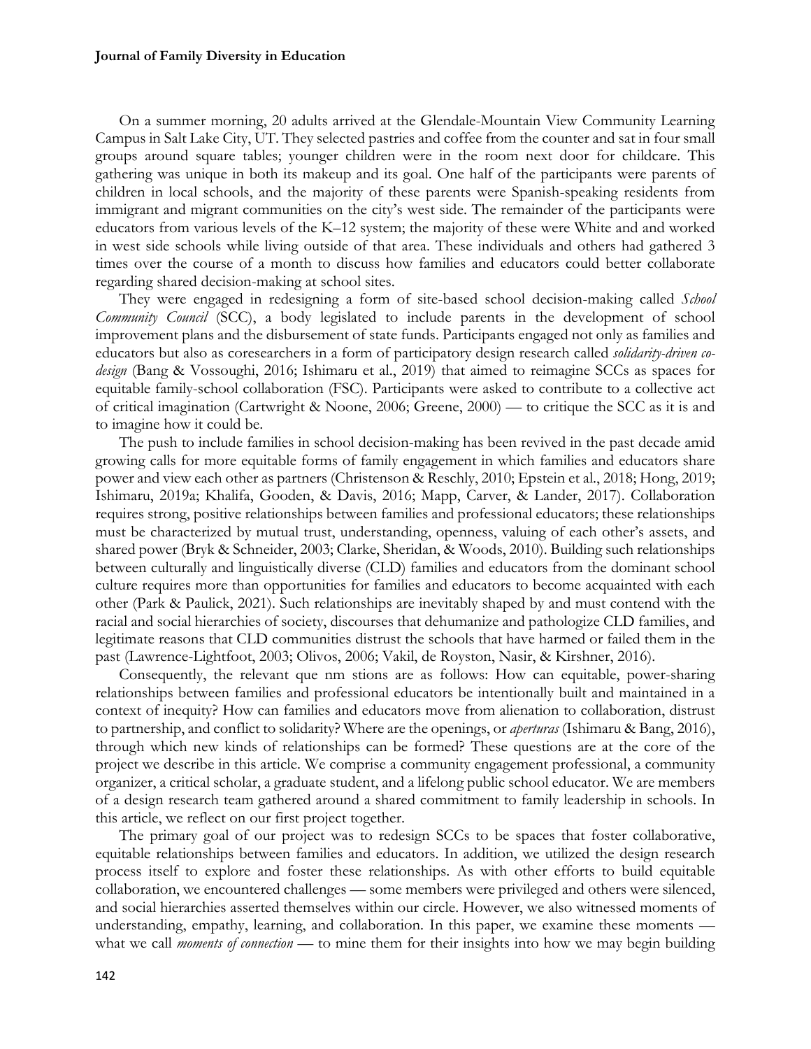On a summer morning, 20 adults arrived at the Glendale-Mountain View Community Learning Campus in Salt Lake City, UT. They selected pastries and coffee from the counter and sat in four small groups around square tables; younger children were in the room next door for childcare. This gathering was unique in both its makeup and its goal. One half of the participants were parents of children in local schools, and the majority of these parents were Spanish-speaking residents from immigrant and migrant communities on the city's west side. The remainder of the participants were educators from various levels of the K–12 system; the majority of these were White and and worked in west side schools while living outside of that area. These individuals and others had gathered 3 times over the course of a month to discuss how families and educators could better collaborate regarding shared decision-making at school sites.

They were engaged in redesigning a form of site-based school decision-making called *School Community Council* (SCC), a body legislated to include parents in the development of school improvement plans and the disbursement of state funds. Participants engaged not only as families and educators but also as coresearchers in a form of participatory design research called *solidarity-driven co-design* (Bang & Vossoughi, 2016; Ishimaru et al., 2019) that aimed to reimagine SCCs as spaces for equitable family-school collaboration (FSC). Participants were asked to contribute to a collective act of critical imagination (Cartwright & Noone, 2006; Greene, 2000) — to critique the SCC as it is and to imagine how it could be.

The push to include families in school decision-making has been revived in the past decade amid growing calls for more equitable forms of family engagement in which families and educators share power and view each other as partners (Christenson & Reschly, 2010; Epstein et al., 2018; Hong, 2019; Ishimaru, 2019a; Khalifa, Gooden, & Davis, 2016; Mapp, Carver, & Lander, 2017). Collaboration requires strong, positive relationships between families and professional educators; these relationships must be characterized by mutual trust, understanding, openness, valuing of each other's assets, and shared power (Bryk & Schneider, 2003; Clarke, Sheridan, & Woods, 2010). Building such relationships between culturally and linguistically diverse (CLD) families and educators from the dominant school culture requires more than opportunities for families and educators to become acquainted with each other (Park & Paulick, 2021). Such relationships are inevitably shaped by and must contend with the racial and social hierarchies of society, discourses that dehumanize and pathologize CLD families, and legitimate reasons that CLD communities distrust the schools that have harmed or failed them in the past (Lawrence-Lightfoot, 2003; Olivos, 2006; Vakil, de Royston, Nasir, & Kirshner, 2016).

Consequently, the relevant que nm stions are as follows: How can equitable, power-sharing relationships between families and professional educators be intentionally built and maintained in a context of inequity? How can families and educators move from alienation to collaboration, distrust to partnership, and conflict to solidarity? Where are the openings, or *aperturas* (Ishimaru & Bang, 2016), through which new kinds of relationships can be formed? These questions are at the core of the project we describe in this article. We comprise a community engagement professional, a community organizer, a critical scholar, a graduate student, and a lifelong public school educator. We are members of a design research team gathered around a shared commitment to family leadership in schools. In this article, we reflect on our first project together.

The primary goal of our project was to redesign SCCs to be spaces that foster collaborative, equitable relationships between families and educators. In addition, we utilized the design research process itself to explore and foster these relationships. As with other efforts to build equitable collaboration, we encountered challenges — some members were privileged and others were silenced, and social hierarchies asserted themselves within our circle. However, we also witnessed moments of understanding, empathy, learning, and collaboration. In this paper, we examine these moments — what we call *moments of connection* — to mine them for their insights into how we may begin building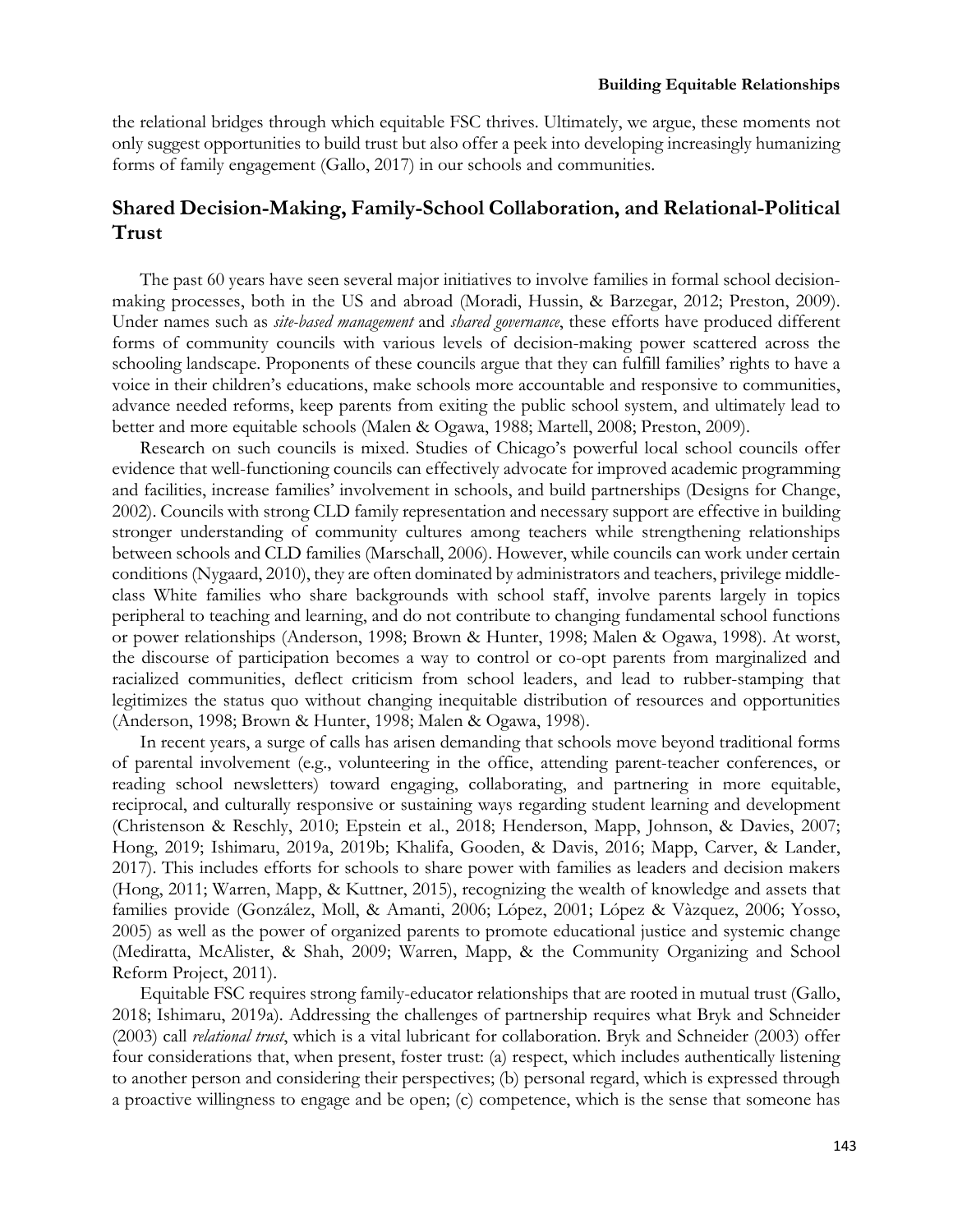the relational bridges through which equitable FSC thrives. Ultimately, we argue, these moments not only suggest opportunities to build trust but also offer a peek into developing increasingly humanizing forms of family engagement (Gallo, 2017) in our schools and communities.

## Shared Decision-Making, Family-School Collaboration, and Relational-Political Trust

The past 60 years have seen several major initiatives to involve families in formal school decision-making processes, both in the US and abroad (Moradi, Hussin, & Barzegar, 2012; Preston, 2009). Under names such as *site-based management* and *shared governance*, these efforts have produced different forms of community councils with various levels of decision-making power scattered across the schooling landscape. Proponents of these councils argue that they can fulfill families' rights to have a voice in their children's educations, make schools more accountable and responsive to communities, advance needed reforms, keep parents from exiting the public school system, and ultimately lead to better and more equitable schools (Malen & Ogawa, 1988; Martell, 2008; Preston, 2009).

Research on such councils is mixed. Studies of Chicago's powerful local school councils offer evidence that well-functioning councils can effectively advocate for improved academic programming and facilities, increase families' involvement in schools, and build partnerships (Designs for Change, 2002). Councils with strong CLD family representation and necessary support are effective in building stronger understanding of community cultures among teachers while strengthening relationships between schools and CLD families (Marschall, 2006). However, while councils can work under certain conditions (Nygaard, 2010), they are often dominated by administrators and teachers, privilege middle-class White families who share backgrounds with school staff, involve parents largely in topics peripheral to teaching and learning, and do not contribute to changing fundamental school functions or power relationships (Anderson, 1998; Brown & Hunter, 1998; Malen & Ogawa, 1998). At worst, the discourse of participation becomes a way to control or co-opt parents from marginalized and racialized communities, deflect criticism from school leaders, and lead to rubber-stamping that legitimizes the status quo without changing inequitable distribution of resources and opportunities (Anderson, 1998; Brown & Hunter, 1998; Malen & Ogawa, 1998).

In recent years, a surge of calls has arisen demanding that schools move beyond traditional forms of parental involvement (e.g., volunteering in the office, attending parent-teacher conferences, or reading school newsletters) toward engaging, collaborating, and partnering in more equitable, reciprocal, and culturally responsive or sustaining ways regarding student learning and development (Christenson & Reschly, 2010; Epstein et al., 2018; Henderson, Mapp, Johnson, & Davies, 2007; Hong, 2019; Ishimaru, 2019a, 2019b; Khalifa, Gooden, & Davis, 2016; Mapp, Carver, & Lander, 2017). This includes efforts for schools to share power with families as leaders and decision makers (Hong, 2011; Warren, Mapp, & Kuttner, 2015), recognizing the wealth of knowledge and assets that families provide (González, Moll, & Amanti, 2006; López, 2001; López & Vàzquez, 2006; Yosso, 2005) as well as the power of organized parents to promote educational justice and systemic change (Mediratta, McAlister, & Shah, 2009; Warren, Mapp, & the Community Organizing and School Reform Project, 2011).

Equitable FSC requires strong family-educator relationships that are rooted in mutual trust (Gallo, 2018; Ishimaru, 2019a). Addressing the challenges of partnership requires what Bryk and Schneider (2003) call *relational trust*, which is a vital lubricant for collaboration. Bryk and Schneider (2003) offer four considerations that, when present, foster trust: (a) respect, which includes authentically listening to another person and considering their perspectives; (b) personal regard, which is expressed through a proactive willingness to engage and be open; (c) competence, which is the sense that someone has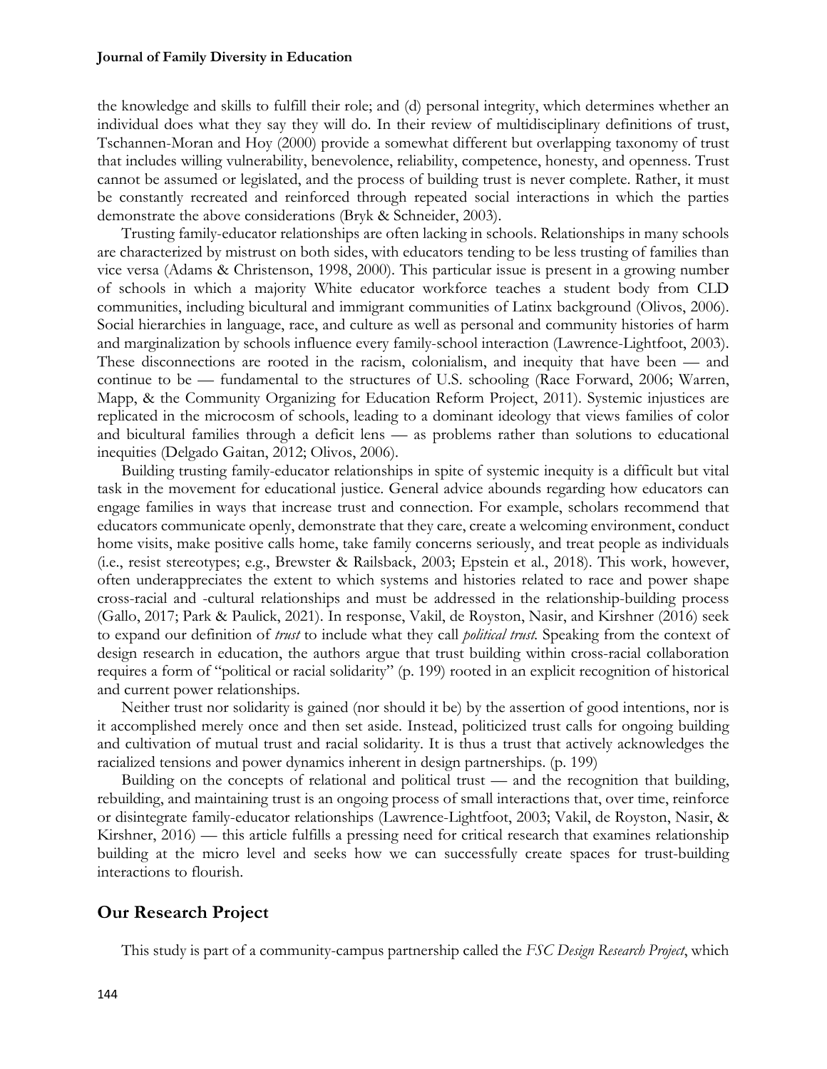the knowledge and skills to fulfill their role; and (d) personal integrity, which determines whether an individual does what they say they will do. In their review of multidisciplinary definitions of trust, Tschannen-Moran and Hoy (2000) provide a somewhat different but overlapping taxonomy of trust that includes willing vulnerability, benevolence, reliability, competence, honesty, and openness. Trust cannot be assumed or legislated, and the process of building trust is never complete. Rather, it must be constantly recreated and reinforced through repeated social interactions in which the parties demonstrate the above considerations (Bryk & Schneider, 2003).

Trusting family-educator relationships are often lacking in schools. Relationships in many schools are characterized by mistrust on both sides, with educators tending to be less trusting of families than vice versa (Adams & Christenson, 1998, 2000). This particular issue is present in a growing number of schools in which a majority White educator workforce teaches a student body from CLD communities, including bicultural and immigrant communities of Latinx background (Olivos, 2006). Social hierarchies in language, race, and culture as well as personal and community histories of harm and marginalization by schools influence every family-school interaction (Lawrence-Lightfoot, 2003). These disconnections are rooted in the racism, colonialism, and inequity that have been — and continue to be — fundamental to the structures of U.S. schooling (Race Forward, 2006; Warren, Mapp, & the Community Organizing for Education Reform Project, 2011). Systemic injustices are replicated in the microcosm of schools, leading to a dominant ideology that views families of color and bicultural families through a deficit lens — as problems rather than solutions to educational inequities (Delgado Gaitan, 2012; Olivos, 2006).

Building trusting family-educator relationships in spite of systemic inequity is a difficult but vital task in the movement for educational justice. General advice abounds regarding how educators can engage families in ways that increase trust and connection. For example, scholars recommend that educators communicate openly, demonstrate that they care, create a welcoming environment, conduct home visits, make positive calls home, take family concerns seriously, and treat people as individuals (i.e., resist stereotypes; e.g., Brewster & Railsback, 2003; Epstein et al., 2018). This work, however, often underappreciates the extent to which systems and histories related to race and power shape cross-racial and -cultural relationships and must be addressed in the relationship-building process (Gallo, 2017; Park & Paulick, 2021). In response, Vakil, de Royston, Nasir, and Kirshner (2016) seek to expand our definition of *trust* to include what they call *political trust.* Speaking from the context of design research in education, the authors argue that trust building within cross-racial collaboration requires a form of "political or racial solidarity" (p. 199) rooted in an explicit recognition of historical and current power relationships.

Neither trust nor solidarity is gained (nor should it be) by the assertion of good intentions, nor is it accomplished merely once and then set aside. Instead, politicized trust calls for ongoing building and cultivation of mutual trust and racial solidarity. It is thus a trust that actively acknowledges the racialized tensions and power dynamics inherent in design partnerships. (p. 199)

Building on the concepts of relational and political trust — and the recognition that building, rebuilding, and maintaining trust is an ongoing process of small interactions that, over time, reinforce or disintegrate family-educator relationships (Lawrence-Lightfoot, 2003; Vakil, de Royston, Nasir, & Kirshner, 2016) — this article fulfills a pressing need for critical research that examines relationship building at the micro level and seeks how we can successfully create spaces for trust-building interactions to flourish.

## Our Research Project

This study is part of a community-campus partnership called the *FSC Design Research Project*, which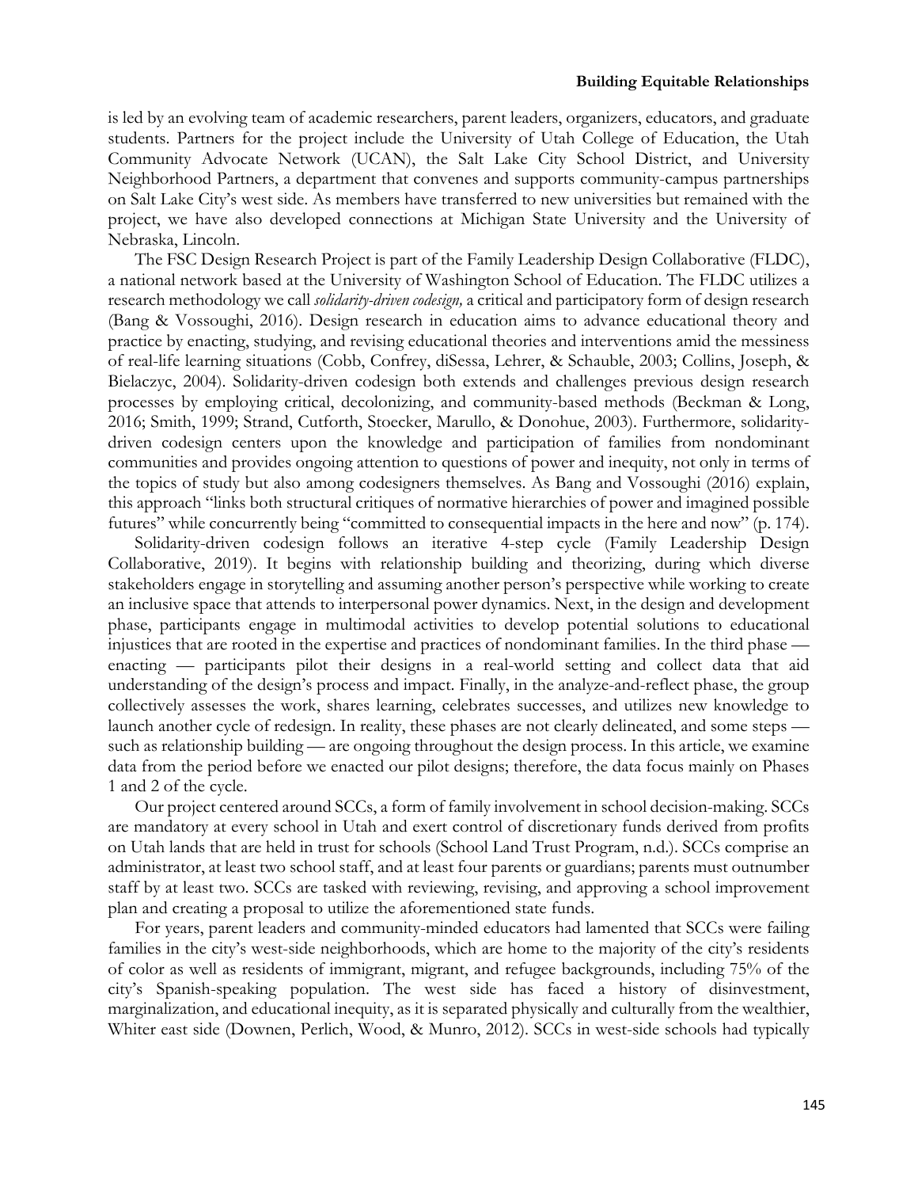is led by an evolving team of academic researchers, parent leaders, organizers, educators, and graduate students. Partners for the project include the University of Utah College of Education, the Utah Community Advocate Network (UCAN), the Salt Lake City School District, and University Neighborhood Partners, a department that convenes and supports community-campus partnerships on Salt Lake City's west side. As members have transferred to new universities but remained with the project, we have also developed connections at Michigan State University and the University of Nebraska, Lincoln.

The FSC Design Research Project is part of the Family Leadership Design Collaborative (FLDC), a national network based at the University of Washington School of Education. The FLDC utilizes a research methodology we call *solidarity-driven codesign,* a critical and participatory form of design research (Bang & Vossoughi, 2016). Design research in education aims to advance educational theory and practice by enacting, studying, and revising educational theories and interventions amid the messiness of real-life learning situations (Cobb, Confrey, diSessa, Lehrer, & Schauble, 2003; Collins, Joseph, & Bielaczyc, 2004). Solidarity-driven codesign both extends and challenges previous design research processes by employing critical, decolonizing, and community-based methods (Beckman & Long, 2016; Smith, 1999; Strand, Cutforth, Stoecker, Marullo, & Donohue, 2003). Furthermore, solidarity-driven codesign centers upon the knowledge and participation of families from nondominant communities and provides ongoing attention to questions of power and inequity, not only in terms of the topics of study but also among codesigners themselves. As Bang and Vossoughi (2016) explain, this approach "links both structural critiques of normative hierarchies of power and imagined possible futures" while concurrently being "committed to consequential impacts in the here and now" (p. 174).

Solidarity-driven codesign follows an iterative 4-step cycle (Family Leadership Design Collaborative, 2019). It begins with relationship building and theorizing, during which diverse stakeholders engage in storytelling and assuming another person's perspective while working to create an inclusive space that attends to interpersonal power dynamics. Next, in the design and development phase, participants engage in multimodal activities to develop potential solutions to educational injustices that are rooted in the expertise and practices of nondominant families. In the third phase — enacting — participants pilot their designs in a real-world setting and collect data that aid understanding of the design's process and impact. Finally, in the analyze-and-reflect phase, the group collectively assesses the work, shares learning, celebrates successes, and utilizes new knowledge to launch another cycle of redesign. In reality, these phases are not clearly delineated, and some steps — such as relationship building — are ongoing throughout the design process. In this article, we examine data from the period before we enacted our pilot designs; therefore, the data focus mainly on Phases 1 and 2 of the cycle.

Our project centered around SCCs, a form of family involvement in school decision-making. SCCs are mandatory at every school in Utah and exert control of discretionary funds derived from profits on Utah lands that are held in trust for schools (School Land Trust Program, n.d.). SCCs comprise an administrator, at least two school staff, and at least four parents or guardians; parents must outnumber staff by at least two. SCCs are tasked with reviewing, revising, and approving a school improvement plan and creating a proposal to utilize the aforementioned state funds.

For years, parent leaders and community-minded educators had lamented that SCCs were failing families in the city's west-side neighborhoods, which are home to the majority of the city's residents of color as well as residents of immigrant, migrant, and refugee backgrounds, including 75% of the city's Spanish-speaking population. The west side has faced a history of disinvestment, marginalization, and educational inequity, as it is separated physically and culturally from the wealthier, Whiter east side (Downen, Perlich, Wood, & Munro, 2012). SCCs in west-side schools had typically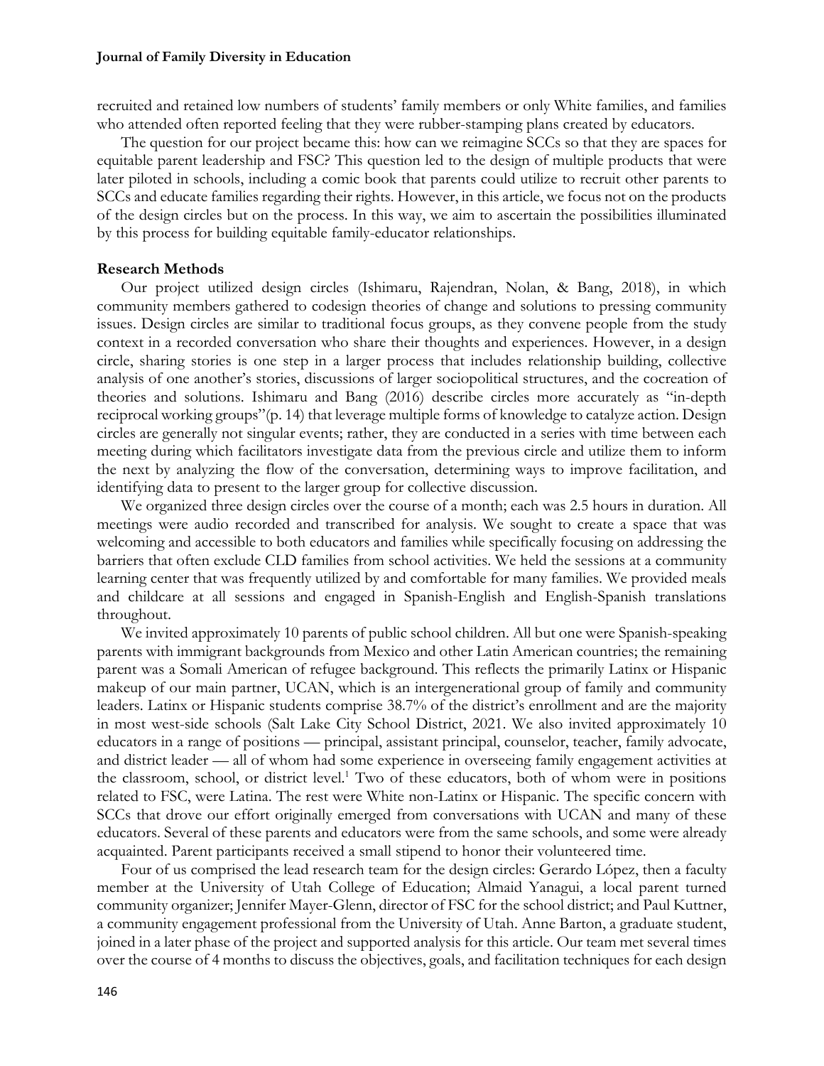recruited and retained low numbers of students' family members or only White families, and families who attended often reported feeling that they were rubber-stamping plans created by educators.

The question for our project became this: how can we reimagine SCCs so that they are spaces for equitable parent leadership and FSC? This question led to the design of multiple products that were later piloted in schools, including a comic book that parents could utilize to recruit other parents to SCCs and educate families regarding their rights. However, in this article, we focus not on the products of the design circles but on the process. In this way, we aim to ascertain the possibilities illuminated by this process for building equitable family-educator relationships.

## Research Methods

Our project utilized design circles (Ishimaru, Rajendran, Nolan, & Bang, 2018), in which community members gathered to codesign theories of change and solutions to pressing community issues. Design circles are similar to traditional focus groups, as they convene people from the study context in a recorded conversation who share their thoughts and experiences. However, in a design circle, sharing stories is one step in a larger process that includes relationship building, collective analysis of one another's stories, discussions of larger sociopolitical structures, and the cocreation of theories and solutions. Ishimaru and Bang (2016) describe circles more accurately as "in-depth reciprocal working groups"(p. 14) that leverage multiple forms of knowledge to catalyze action. Design circles are generally not singular events; rather, they are conducted in a series with time between each meeting during which facilitators investigate data from the previous circle and utilize them to inform the next by analyzing the flow of the conversation, determining ways to improve facilitation, and identifying data to present to the larger group for collective discussion.

We organized three design circles over the course of a month; each was 2.5 hours in duration. All meetings were audio recorded and transcribed for analysis. We sought to create a space that was welcoming and accessible to both educators and families while specifically focusing on addressing the barriers that often exclude CLD families from school activities. We held the sessions at a community learning center that was frequently utilized by and comfortable for many families. We provided meals and childcare at all sessions and engaged in Spanish-English and English-Spanish translations throughout.

We invited approximately 10 parents of public school children. All but one were Spanish-speaking parents with immigrant backgrounds from Mexico and other Latin American countries; the remaining parent was a Somali American of refugee background. This reflects the primarily Latinx or Hispanic makeup of our main partner, UCAN, which is an intergenerational group of family and community leaders. Latinx or Hispanic students comprise 38.7% of the district's enrollment and are the majority in most west-side schools (Salt Lake City School District, 2021. We also invited approximately 10 educators in a range of positions — principal, assistant principal, counselor, teacher, family advocate, and district leader — all of whom had some experience in overseeing family engagement activities at the classroom, school, or district level.[1] Two of these educators, both of whom were in positions related to FSC, were Latina. The rest were White non-Latinx or Hispanic. The specific concern with SCCs that drove our effort originally emerged from conversations with UCAN and many of these educators. Several of these parents and educators were from the same schools, and some were already acquainted. Parent participants received a small stipend to honor their volunteered time.

Four of us comprised the lead research team for the design circles: Gerardo López, then a faculty member at the University of Utah College of Education; Almaid Yanagui, a local parent turned community organizer; Jennifer Mayer-Glenn, director of FSC for the school district; and Paul Kuttner, a community engagement professional from the University of Utah. Anne Barton, a graduate student, joined in a later phase of the project and supported analysis for this article. Our team met several times over the course of 4 months to discuss the objectives, goals, and facilitation techniques for each design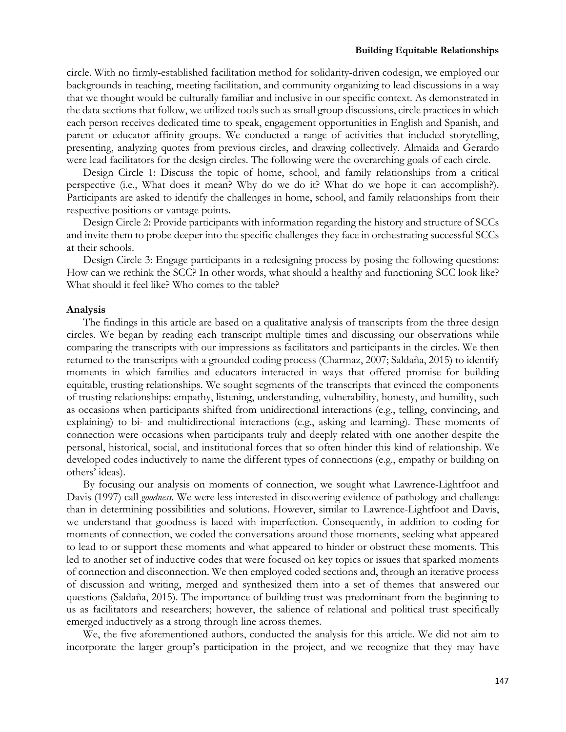circle. With no firmly-established facilitation method for solidarity-driven codesign, we employed our backgrounds in teaching, meeting facilitation, and community organizing to lead discussions in a way that we thought would be culturally familiar and inclusive in our specific context. As demonstrated in the data sections that follow, we utilized tools such as small group discussions, circle practices in which each person receives dedicated time to speak, engagement opportunities in English and Spanish, and parent or educator affinity groups. We conducted a range of activities that included storytelling, presenting, analyzing quotes from previous circles, and drawing collectively. Almaida and Gerardo were lead facilitators for the design circles. The following were the overarching goals of each circle.

Design Circle 1: Discuss the topic of home, school, and family relationships from a critical perspective (i.e., What does it mean? Why do we do it? What do we hope it can accomplish?). Participants are asked to identify the challenges in home, school, and family relationships from their respective positions or vantage points.

Design Circle 2: Provide participants with information regarding the history and structure of SCCs and invite them to probe deeper into the specific challenges they face in orchestrating successful SCCs at their schools.

Design Circle 3: Engage participants in a redesigning process by posing the following questions: How can we rethink the SCC? In other words, what should a healthy and functioning SCC look like? What should it feel like? Who comes to the table?

### Analysis

The findings in this article are based on a qualitative analysis of transcripts from the three design circles. We began by reading each transcript multiple times and discussing our observations while comparing the transcripts with our impressions as facilitators and participants in the circles. We then returned to the transcripts with a grounded coding process (Charmaz, 2007; Saldaña, 2015) to identify moments in which families and educators interacted in ways that offered promise for building equitable, trusting relationships. We sought segments of the transcripts that evinced the components of trusting relationships: empathy, listening, understanding, vulnerability, honesty, and humility, such as occasions when participants shifted from unidirectional interactions (e.g., telling, convincing, and explaining) to bi- and multidirectional interactions (e.g., asking and learning). These moments of connection were occasions when participants truly and deeply related with one another despite the personal, historical, social, and institutional forces that so often hinder this kind of relationship. We developed codes inductively to name the different types of connections (e.g., empathy or building on others' ideas).

By focusing our analysis on moments of connection, we sought what Lawrence-Lightfoot and Davis (1997) call *goodness*. We were less interested in discovering evidence of pathology and challenge than in determining possibilities and solutions. However, similar to Lawrence-Lightfoot and Davis, we understand that goodness is laced with imperfection. Consequently, in addition to coding for moments of connection, we coded the conversations around those moments, seeking what appeared to lead to or support these moments and what appeared to hinder or obstruct these moments. This led to another set of inductive codes that were focused on key topics or issues that sparked moments of connection and disconnection. We then employed coded sections and, through an iterative process of discussion and writing, merged and synthesized them into a set of themes that answered our questions (Saldaña, 2015). The importance of building trust was predominant from the beginning to us as facilitators and researchers; however, the salience of relational and political trust specifically emerged inductively as a strong through line across themes.

We, the five aforementioned authors, conducted the analysis for this article. We did not aim to incorporate the larger group's participation in the project, and we recognize that they may have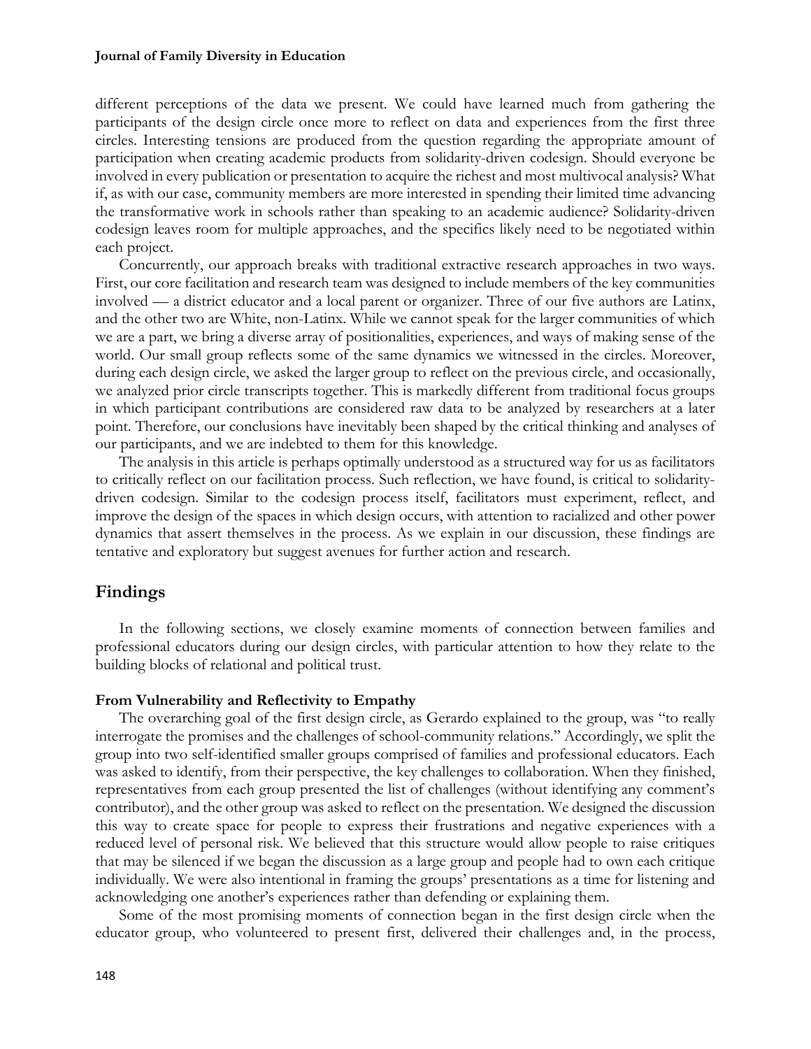different perceptions of the data we present. We could have learned much from gathering the participants of the design circle once more to reflect on data and experiences from the first three circles. Interesting tensions are produced from the question regarding the appropriate amount of participation when creating academic products from solidarity-driven codesign. Should everyone be involved in every publication or presentation to acquire the richest and most multivocal analysis? What if, as with our case, community members are more interested in spending their limited time advancing the transformative work in schools rather than speaking to an academic audience? Solidarity-driven codesign leaves room for multiple approaches, and the specifics likely need to be negotiated within each project.

Concurrently, our approach breaks with traditional extractive research approaches in two ways. First, our core facilitation and research team was designed to include members of the key communities involved — a district educator and a local parent or organizer. Three of our five authors are Latinx, and the other two are White, non-Latinx. While we cannot speak for the larger communities of which we are a part, we bring a diverse array of positionalities, experiences, and ways of making sense of the world. Our small group reflects some of the same dynamics we witnessed in the circles. Moreover, during each design circle, we asked the larger group to reflect on the previous circle, and occasionally, we analyzed prior circle transcripts together. This is markedly different from traditional focus groups in which participant contributions are considered raw data to be analyzed by researchers at a later point. Therefore, our conclusions have inevitably been shaped by the critical thinking and analyses of our participants, and we are indebted to them for this knowledge.

The analysis in this article is perhaps optimally understood as a structured way for us as facilitators to critically reflect on our facilitation process. Such reflection, we have found, is critical to solidarity-driven codesign. Similar to the codesign process itself, facilitators must experiment, reflect, and improve the design of the spaces in which design occurs, with attention to racialized and other power dynamics that assert themselves in the process. As we explain in our discussion, these findings are tentative and exploratory but suggest avenues for further action and research.

## Findings

In the following sections, we closely examine moments of connection between families and professional educators during our design circles, with particular attention to how they relate to the building blocks of relational and political trust.

### From Vulnerability and Reflectivity to Empathy

The overarching goal of the first design circle, as Gerardo explained to the group, was "to really interrogate the promises and the challenges of school-community relations." Accordingly, we split the group into two self-identified smaller groups comprised of families and professional educators. Each was asked to identify, from their perspective, the key challenges to collaboration. When they finished, representatives from each group presented the list of challenges (without identifying any comment's contributor), and the other group was asked to reflect on the presentation. We designed the discussion this way to create space for people to express their frustrations and negative experiences with a reduced level of personal risk. We believed that this structure would allow people to raise critiques that may be silenced if we began the discussion as a large group and people had to own each critique individually. We were also intentional in framing the groups' presentations as a time for listening and acknowledging one another's experiences rather than defending or explaining them.

Some of the most promising moments of connection began in the first design circle when the educator group, who volunteered to present first, delivered their challenges and, in the process,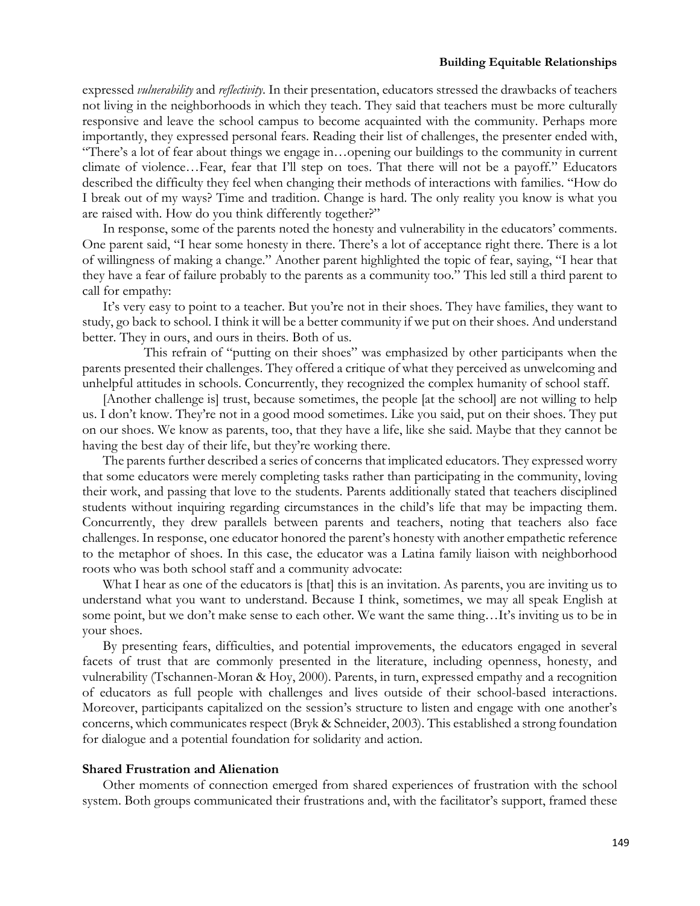expressed *vulnerability* and *reflectivity*. In their presentation, educators stressed the drawbacks of teachers not living in the neighborhoods in which they teach. They said that teachers must be more culturally responsive and leave the school campus to become acquainted with the community. Perhaps more importantly, they expressed personal fears. Reading their list of challenges, the presenter ended with, "There's a lot of fear about things we engage in…opening our buildings to the community in current climate of violence…Fear, fear that I'll step on toes. That there will not be a payoff." Educators described the difficulty they feel when changing their methods of interactions with families. "How do I break out of my ways? Time and tradition. Change is hard. The only reality you know is what you are raised with. How do you think differently together?"

In response, some of the parents noted the honesty and vulnerability in the educators' comments. One parent said, "I hear some honesty in there. There's a lot of acceptance right there. There is a lot of willingness of making a change." Another parent highlighted the topic of fear, saying, "I hear that they have a fear of failure probably to the parents as a community too." This led still a third parent to call for empathy:

> It's very easy to point to a teacher. But you're not in their shoes. They have families, they want to study, go back to school. I think it will be a better community if we put on their shoes. And understand better. They in ours, and ours in theirs. Both of us.

This refrain of "putting on their shoes" was emphasized by other participants when the parents presented their challenges. They offered a critique of what they perceived as unwelcoming and unhelpful attitudes in schools. Concurrently, they recognized the complex humanity of school staff.

> [Another challenge is] trust, because sometimes, the people [at the school] are not willing to help us. I don't know. They're not in a good mood sometimes. Like you said, put on their shoes. They put on our shoes. We know as parents, too, that they have a life, like she said. Maybe that they cannot be having the best day of their life, but they're working there.

The parents further described a series of concerns that implicated educators. They expressed worry that some educators were merely completing tasks rather than participating in the community, loving their work, and passing that love to the students. Parents additionally stated that teachers disciplined students without inquiring regarding circumstances in the child's life that may be impacting them. Concurrently, they drew parallels between parents and teachers, noting that teachers also face challenges. In response, one educator honored the parent's honesty with another empathetic reference to the metaphor of shoes. In this case, the educator was a Latina family liaison with neighborhood roots who was both school staff and a community advocate:

> What I hear as one of the educators is [that] this is an invitation. As parents, you are inviting us to understand what you want to understand. Because I think, sometimes, we may all speak English at some point, but we don't make sense to each other. We want the same thing…It's inviting us to be in your shoes.

By presenting fears, difficulties, and potential improvements, the educators engaged in several facets of trust that are commonly presented in the literature, including openness, honesty, and vulnerability (Tschannen-Moran & Hoy, 2000). Parents, in turn, expressed empathy and a recognition of educators as full people with challenges and lives outside of their school-based interactions. Moreover, participants capitalized on the session's structure to listen and engage with one another's concerns, which communicates respect (Bryk & Schneider, 2003). This established a strong foundation for dialogue and a potential foundation for solidarity and action.

### Shared Frustration and Alienation

Other moments of connection emerged from shared experiences of frustration with the school system. Both groups communicated their frustrations and, with the facilitator's support, framed these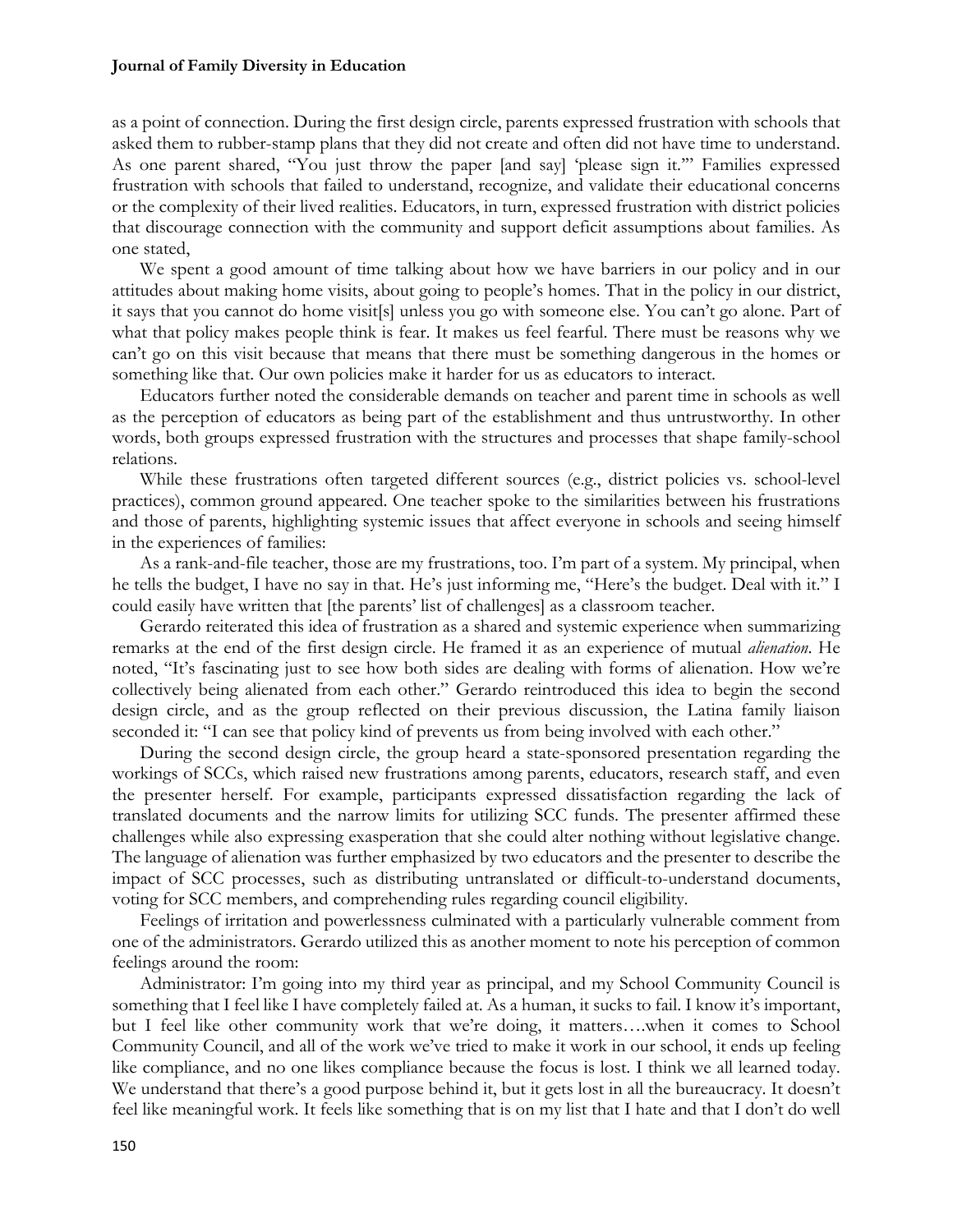as a point of connection. During the first design circle, parents expressed frustration with schools that asked them to rubber-stamp plans that they did not create and often did not have time to understand. As one parent shared, "You just throw the paper [and say] 'please sign it.'" Families expressed frustration with schools that failed to understand, recognize, and validate their educational concerns or the complexity of their lived realities. Educators, in turn, expressed frustration with district policies that discourage connection with the community and support deficit assumptions about families. As one stated,

We spent a good amount of time talking about how we have barriers in our policy and in our attitudes about making home visits, about going to people's homes. That in the policy in our district, it says that you cannot do home visit[s] unless you go with someone else. You can't go alone. Part of what that policy makes people think is fear. It makes us feel fearful. There must be reasons why we can't go on this visit because that means that there must be something dangerous in the homes or something like that. Our own policies make it harder for us as educators to interact.

Educators further noted the considerable demands on teacher and parent time in schools as well as the perception of educators as being part of the establishment and thus untrustworthy. In other words, both groups expressed frustration with the structures and processes that shape family-school relations.

While these frustrations often targeted different sources (e.g., district policies vs. school-level practices), common ground appeared. One teacher spoke to the similarities between his frustrations and those of parents, highlighting systemic issues that affect everyone in schools and seeing himself in the experiences of families:

As a rank-and-file teacher, those are my frustrations, too. I'm part of a system. My principal, when he tells the budget, I have no say in that. He's just informing me, "Here's the budget. Deal with it." I could easily have written that [the parents' list of challenges] as a classroom teacher.

Gerardo reiterated this idea of frustration as a shared and systemic experience when summarizing remarks at the end of the first design circle. He framed it as an experience of mutual *alienation*. He noted, "It's fascinating just to see how both sides are dealing with forms of alienation. How we're collectively being alienated from each other." Gerardo reintroduced this idea to begin the second design circle, and as the group reflected on their previous discussion, the Latina family liaison seconded it: "I can see that policy kind of prevents us from being involved with each other."

During the second design circle, the group heard a state-sponsored presentation regarding the workings of SCCs, which raised new frustrations among parents, educators, research staff, and even the presenter herself. For example, participants expressed dissatisfaction regarding the lack of translated documents and the narrow limits for utilizing SCC funds. The presenter affirmed these challenges while also expressing exasperation that she could alter nothing without legislative change. The language of alienation was further emphasized by two educators and the presenter to describe the impact of SCC processes, such as distributing untranslated or difficult-to-understand documents, voting for SCC members, and comprehending rules regarding council eligibility.

Feelings of irritation and powerlessness culminated with a particularly vulnerable comment from one of the administrators. Gerardo utilized this as another moment to note his perception of common feelings around the room:

Administrator: I'm going into my third year as principal, and my School Community Council is something that I feel like I have completely failed at. As a human, it sucks to fail. I know it's important, but I feel like other community work that we're doing, it matters….when it comes to School Community Council, and all of the work we've tried to make it work in our school, it ends up feeling like compliance, and no one likes compliance because the focus is lost. I think we all learned today. We understand that there's a good purpose behind it, but it gets lost in all the bureaucracy. It doesn't feel like meaningful work. It feels like something that is on my list that I hate and that I don't do well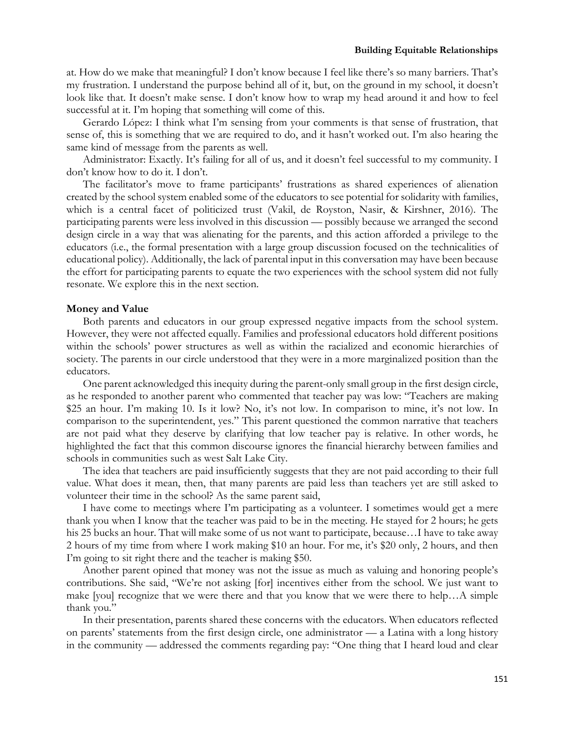at. How do we make that meaningful? I don't know because I feel like there's so many barriers. That's my frustration. I understand the purpose behind all of it, but, on the ground in my school, it doesn't look like that. It doesn't make sense. I don't know how to wrap my head around it and how to feel successful at it. I'm hoping that something will come of this.

Gerardo López: I think what I'm sensing from your comments is that sense of frustration, that sense of, this is something that we are required to do, and it hasn't worked out. I'm also hearing the same kind of message from the parents as well.

Administrator: Exactly. It's failing for all of us, and it doesn't feel successful to my community. I don't know how to do it. I don't.

The facilitator's move to frame participants' frustrations as shared experiences of alienation created by the school system enabled some of the educators to see potential for solidarity with families, which is a central facet of politicized trust (Vakil, de Royston, Nasir, & Kirshner, 2016). The participating parents were less involved in this discussion — possibly because we arranged the second design circle in a way that was alienating for the parents, and this action afforded a privilege to the educators (i.e., the formal presentation with a large group discussion focused on the technicalities of educational policy). Additionally, the lack of parental input in this conversation may have been because the effort for participating parents to equate the two experiences with the school system did not fully resonate. We explore this in the next section.

**Money and Value**

Both parents and educators in our group expressed negative impacts from the school system. However, they were not affected equally. Families and professional educators hold different positions within the schools' power structures as well as within the racialized and economic hierarchies of society. The parents in our circle understood that they were in a more marginalized position than the educators.

One parent acknowledged this inequity during the parent-only small group in the first design circle, as he responded to another parent who commented that teacher pay was low: "Teachers are making $25 an hour. I'm making 10. Is it low? No, it's not low. In comparison to mine, it's not low. In comparison to the superintendent, yes." This parent questioned the common narrative that teachers are not paid what they deserve by clarifying that low teacher pay is relative. In other words, he highlighted the fact that this common discourse ignores the financial hierarchy between families and schools in communities such as west Salt Lake City.

The idea that teachers are paid insufficiently suggests that they are not paid according to their full value. What does it mean, then, that many parents are paid less than teachers yet are still asked to volunteer their time in the school? As the same parent said,

I have come to meetings where I'm participating as a volunteer. I sometimes would get a mere thank you when I know that the teacher was paid to be in the meeting. He stayed for 2 hours; he gets his 25 bucks an hour. That will make some of us not want to participate, because…I have to take away 2 hours of my time from where I work making $10 an hour. For me, it's $20 only, 2 hours, and then I'm going to sit right there and the teacher is making $50.

Another parent opined that money was not the issue as much as valuing and honoring people's contributions. She said, "We're not asking [for] incentives either from the school. We just want to make [you] recognize that we were there and that you know that we were there to help…A simple thank you."

In their presentation, parents shared these concerns with the educators. When educators reflected on parents' statements from the first design circle, one administrator — a Latina with a long history in the community — addressed the comments regarding pay: "One thing that I heard loud and clear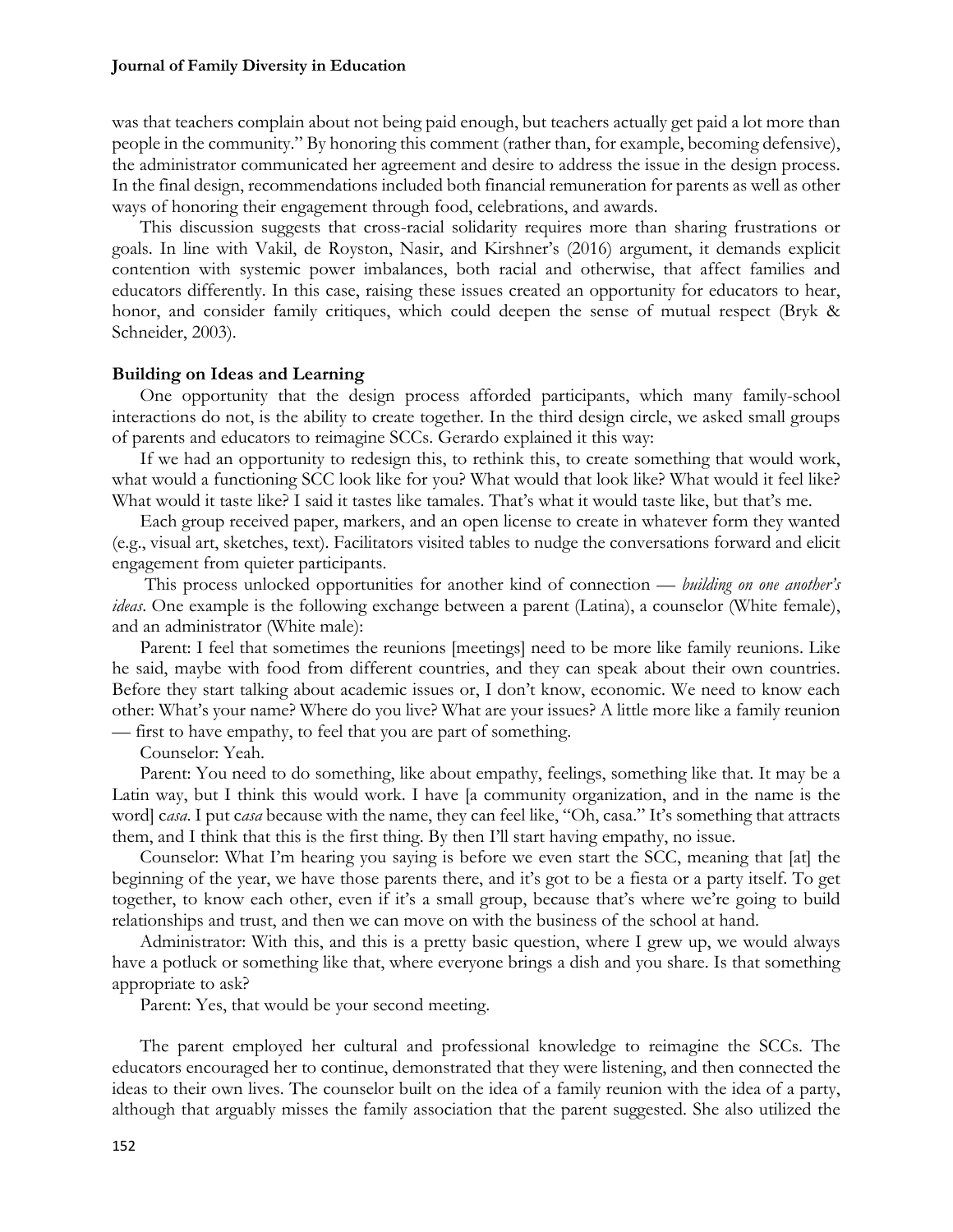was that teachers complain about not being paid enough, but teachers actually get paid a lot more than people in the community." By honoring this comment (rather than, for example, becoming defensive), the administrator communicated her agreement and desire to address the issue in the design process. In the final design, recommendations included both financial remuneration for parents as well as other ways of honoring their engagement through food, celebrations, and awards.

This discussion suggests that cross-racial solidarity requires more than sharing frustrations or goals. In line with Vakil, de Royston, Nasir, and Kirshner's (2016) argument, it demands explicit contention with systemic power imbalances, both racial and otherwise, that affect families and educators differently. In this case, raising these issues created an opportunity for educators to hear, honor, and consider family critiques, which could deepen the sense of mutual respect (Bryk & Schneider, 2003).

### Building on Ideas and Learning

One opportunity that the design process afforded participants, which many family-school interactions do not, is the ability to create together. In the third design circle, we asked small groups of parents and educators to reimagine SCCs. Gerardo explained it this way:

If we had an opportunity to redesign this, to rethink this, to create something that would work, what would a functioning SCC look like for you? What would that look like? What would it feel like? What would it taste like? I said it tastes like tamales. That's what it would taste like, but that's me.

Each group received paper, markers, and an open license to create in whatever form they wanted (e.g., visual art, sketches, text). Facilitators visited tables to nudge the conversations forward and elicit engagement from quieter participants.

This process unlocked opportunities for another kind of connection — *building on one another's ideas*. One example is the following exchange between a parent (Latina), a counselor (White female), and an administrator (White male):

Parent: I feel that sometimes the reunions [meetings] need to be more like family reunions. Like he said, maybe with food from different countries, and they can speak about their own countries. Before they start talking about academic issues or, I don't know, economic. We need to know each other: What's your name? Where do you live? What are your issues? A little more like a family reunion — first to have empathy, to feel that you are part of something.

Counselor: Yeah.

Parent: You need to do something, like about empathy, feelings, something like that. It may be a Latin way, but I think this would work. I have [a community organization, and in the name is the word] c*asa*. I put c*asa* because with the name, they can feel like, "Oh, casa." It's something that attracts them, and I think that this is the first thing. By then I'll start having empathy, no issue.

Counselor: What I'm hearing you saying is before we even start the SCC, meaning that [at] the beginning of the year, we have those parents there, and it's got to be a fiesta or a party itself. To get together, to know each other, even if it's a small group, because that's where we're going to build relationships and trust, and then we can move on with the business of the school at hand.

Administrator: With this, and this is a pretty basic question, where I grew up, we would always have a potluck or something like that, where everyone brings a dish and you share. Is that something appropriate to ask?

Parent: Yes, that would be your second meeting.

The parent employed her cultural and professional knowledge to reimagine the SCCs. The educators encouraged her to continue, demonstrated that they were listening, and then connected the ideas to their own lives. The counselor built on the idea of a family reunion with the idea of a party, although that arguably misses the family association that the parent suggested. She also utilized the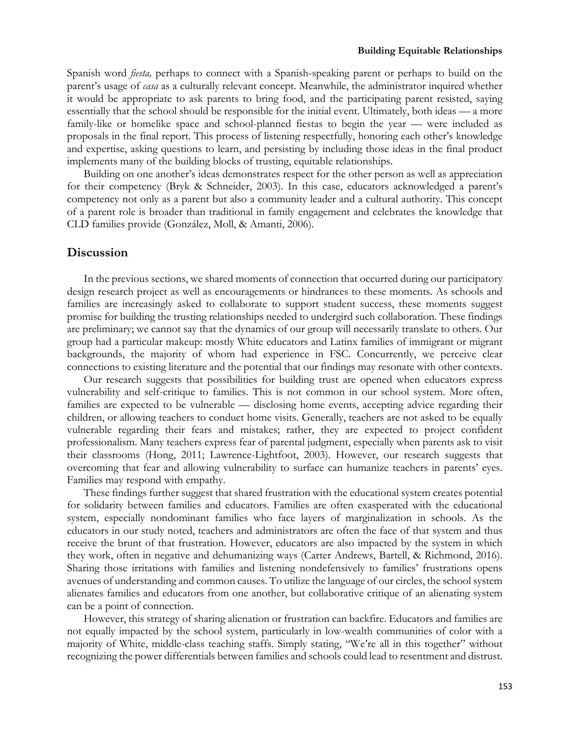Spanish word *fiesta,* perhaps to connect with a Spanish-speaking parent or perhaps to build on the parent's usage of *casa* as a culturally relevant concept. Meanwhile, the administrator inquired whether it would be appropriate to ask parents to bring food, and the participating parent resisted, saying essentially that the school should be responsible for the initial event. Ultimately, both ideas — a more family-like or homelike space and school-planned fiestas to begin the year — were included as proposals in the final report. This process of listening respectfully, honoring each other's knowledge and expertise, asking questions to learn, and persisting by including those ideas in the final product implements many of the building blocks of trusting, equitable relationships.

Building on one another's ideas demonstrates respect for the other person as well as appreciation for their competency (Bryk & Schneider, 2003). In this case, educators acknowledged a parent's competency not only as a parent but also a community leader and a cultural authority. This concept of a parent role is broader than traditional in family engagement and celebrates the knowledge that CLD families provide (González, Moll, & Amanti, 2006).

## Discussion

In the previous sections, we shared moments of connection that occurred during our participatory design research project as well as encouragements or hindrances to these moments. As schools and families are increasingly asked to collaborate to support student success, these moments suggest promise for building the trusting relationships needed to undergird such collaboration. These findings are preliminary; we cannot say that the dynamics of our group will necessarily translate to others. Our group had a particular makeup: mostly White educators and Latinx families of immigrant or migrant backgrounds, the majority of whom had experience in FSC. Concurrently, we perceive clear connections to existing literature and the potential that our findings may resonate with other contexts.

Our research suggests that possibilities for building trust are opened when educators express vulnerability and self-critique to families. This is not common in our school system. More often, families are expected to be vulnerable — disclosing home events, accepting advice regarding their children, or allowing teachers to conduct home visits. Generally, teachers are not asked to be equally vulnerable regarding their fears and mistakes; rather, they are expected to project confident professionalism. Many teachers express fear of parental judgment, especially when parents ask to visit their classrooms (Hong, 2011; Lawrence-Lightfoot, 2003). However, our research suggests that overcoming that fear and allowing vulnerability to surface can humanize teachers in parents' eyes. Families may respond with empathy.

These findings further suggest that shared frustration with the educational system creates potential for solidarity between families and educators. Families are often exasperated with the educational system, especially nondominant families who face layers of marginalization in schools. As the educators in our study noted, teachers and administrators are often the face of that system and thus receive the brunt of that frustration. However, educators are also impacted by the system in which they work, often in negative and dehumanizing ways (Carter Andrews, Bartell, & Richmond, 2016). Sharing those irritations with families and listening nondefensively to families' frustrations opens avenues of understanding and common causes. To utilize the language of our circles, the school system alienates families and educators from one another, but collaborative critique of an alienating system can be a point of connection.

However, this strategy of sharing alienation or frustration can backfire. Educators and families are not equally impacted by the school system, particularly in low-wealth communities of color with a majority of White, middle-class teaching staffs. Simply stating, "We're all in this together" without recognizing the power differentials between families and schools could lead to resentment and distrust.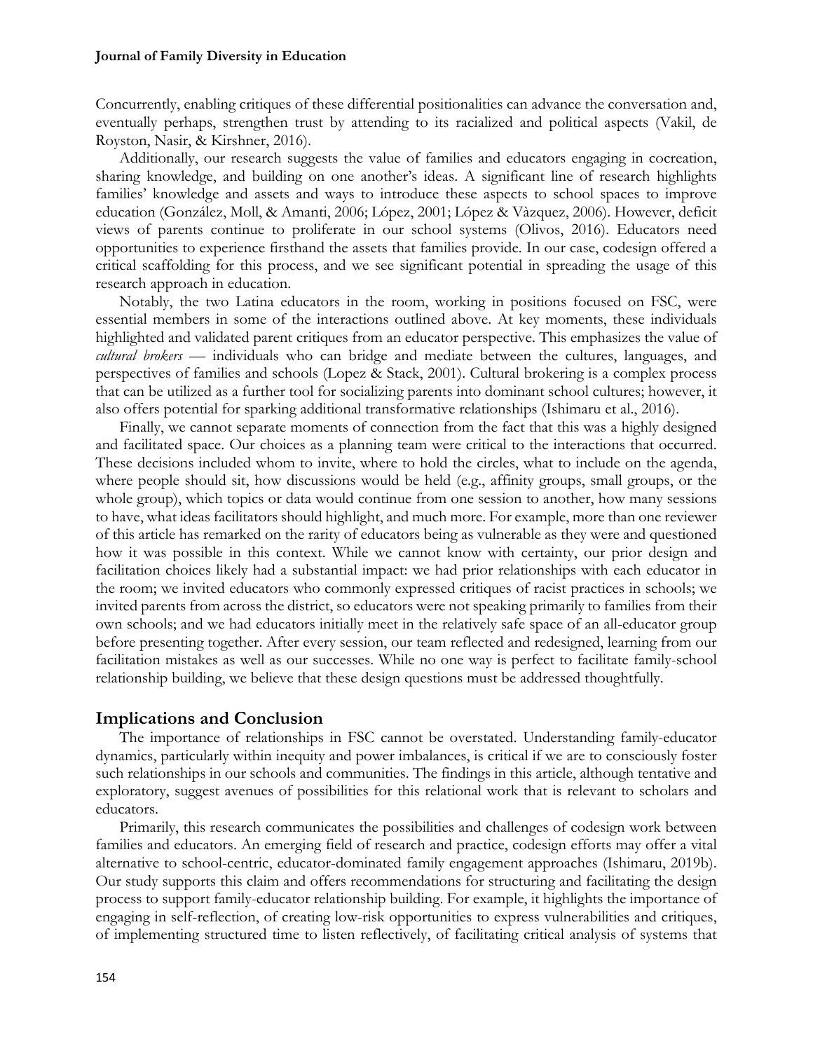Concurrently, enabling critiques of these differential positionalities can advance the conversation and, eventually perhaps, strengthen trust by attending to its racialized and political aspects (Vakil, de Royston, Nasir, & Kirshner, 2016).

Additionally, our research suggests the value of families and educators engaging in cocreation, sharing knowledge, and building on one another's ideas. A significant line of research highlights families' knowledge and assets and ways to introduce these aspects to school spaces to improve education (González, Moll, & Amanti, 2006; López, 2001; López & Vàzquez, 2006). However, deficit views of parents continue to proliferate in our school systems (Olivos, 2016). Educators need opportunities to experience firsthand the assets that families provide. In our case, codesign offered a critical scaffolding for this process, and we see significant potential in spreading the usage of this research approach in education.

Notably, the two Latina educators in the room, working in positions focused on FSC, were essential members in some of the interactions outlined above. At key moments, these individuals highlighted and validated parent critiques from an educator perspective. This emphasizes the value of *cultural brokers* — individuals who can bridge and mediate between the cultures, languages, and perspectives of families and schools (Lopez & Stack, 2001). Cultural brokering is a complex process that can be utilized as a further tool for socializing parents into dominant school cultures; however, it also offers potential for sparking additional transformative relationships (Ishimaru et al., 2016).

Finally, we cannot separate moments of connection from the fact that this was a highly designed and facilitated space. Our choices as a planning team were critical to the interactions that occurred. These decisions included whom to invite, where to hold the circles, what to include on the agenda, where people should sit, how discussions would be held (e.g., affinity groups, small groups, or the whole group), which topics or data would continue from one session to another, how many sessions to have, what ideas facilitators should highlight, and much more. For example, more than one reviewer of this article has remarked on the rarity of educators being as vulnerable as they were and questioned how it was possible in this context. While we cannot know with certainty, our prior design and facilitation choices likely had a substantial impact: we had prior relationships with each educator in the room; we invited educators who commonly expressed critiques of racist practices in schools; we invited parents from across the district, so educators were not speaking primarily to families from their own schools; and we had educators initially meet in the relatively safe space of an all-educator group before presenting together. After every session, our team reflected and redesigned, learning from our facilitation mistakes as well as our successes. While no one way is perfect to facilitate family-school relationship building, we believe that these design questions must be addressed thoughtfully.

## Implications and Conclusion

The importance of relationships in FSC cannot be overstated. Understanding family-educator dynamics, particularly within inequity and power imbalances, is critical if we are to consciously foster such relationships in our schools and communities. The findings in this article, although tentative and exploratory, suggest avenues of possibilities for this relational work that is relevant to scholars and educators.

Primarily, this research communicates the possibilities and challenges of codesign work between families and educators. An emerging field of research and practice, codesign efforts may offer a vital alternative to school-centric, educator-dominated family engagement approaches (Ishimaru, 2019b). Our study supports this claim and offers recommendations for structuring and facilitating the design process to support family-educator relationship building. For example, it highlights the importance of engaging in self-reflection, of creating low-risk opportunities to express vulnerabilities and critiques, of implementing structured time to listen reflectively, of facilitating critical analysis of systems that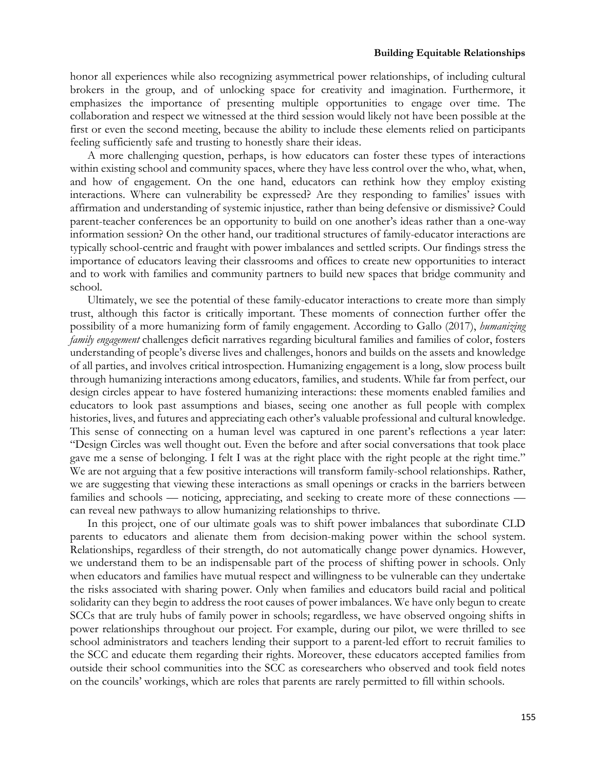honor all experiences while also recognizing asymmetrical power relationships, of including cultural brokers in the group, and of unlocking space for creativity and imagination. Furthermore, it emphasizes the importance of presenting multiple opportunities to engage over time. The collaboration and respect we witnessed at the third session would likely not have been possible at the first or even the second meeting, because the ability to include these elements relied on participants feeling sufficiently safe and trusting to honestly share their ideas.

A more challenging question, perhaps, is how educators can foster these types of interactions within existing school and community spaces, where they have less control over the who, what, when, and how of engagement. On the one hand, educators can rethink how they employ existing interactions. Where can vulnerability be expressed? Are they responding to families' issues with affirmation and understanding of systemic injustice, rather than being defensive or dismissive? Could parent-teacher conferences be an opportunity to build on one another's ideas rather than a one-way information session? On the other hand, our traditional structures of family-educator interactions are typically school-centric and fraught with power imbalances and settled scripts. Our findings stress the importance of educators leaving their classrooms and offices to create new opportunities to interact and to work with families and community partners to build new spaces that bridge community and school.

Ultimately, we see the potential of these family-educator interactions to create more than simply trust, although this factor is critically important. These moments of connection further offer the possibility of a more humanizing form of family engagement. According to Gallo (2017), *humanizing family engagement* challenges deficit narratives regarding bicultural families and families of color, fosters understanding of people's diverse lives and challenges, honors and builds on the assets and knowledge of all parties, and involves critical introspection. Humanizing engagement is a long, slow process built through humanizing interactions among educators, families, and students. While far from perfect, our design circles appear to have fostered humanizing interactions: these moments enabled families and educators to look past assumptions and biases, seeing one another as full people with complex histories, lives, and futures and appreciating each other's valuable professional and cultural knowledge. This sense of connecting on a human level was captured in one parent's reflections a year later: "Design Circles was well thought out. Even the before and after social conversations that took place gave me a sense of belonging. I felt I was at the right place with the right people at the right time." We are not arguing that a few positive interactions will transform family-school relationships. Rather, we are suggesting that viewing these interactions as small openings or cracks in the barriers between families and schools — noticing, appreciating, and seeking to create more of these connections — can reveal new pathways to allow humanizing relationships to thrive.

In this project, one of our ultimate goals was to shift power imbalances that subordinate CLD parents to educators and alienate them from decision-making power within the school system. Relationships, regardless of their strength, do not automatically change power dynamics. However, we understand them to be an indispensable part of the process of shifting power in schools. Only when educators and families have mutual respect and willingness to be vulnerable can they undertake the risks associated with sharing power. Only when families and educators build racial and political solidarity can they begin to address the root causes of power imbalances. We have only begun to create SCCs that are truly hubs of family power in schools; regardless, we have observed ongoing shifts in power relationships throughout our project. For example, during our pilot, we were thrilled to see school administrators and teachers lending their support to a parent-led effort to recruit families to the SCC and educate them regarding their rights. Moreover, these educators accepted families from outside their school communities into the SCC as coresearchers who observed and took field notes on the councils' workings, which are roles that parents are rarely permitted to fill within schools.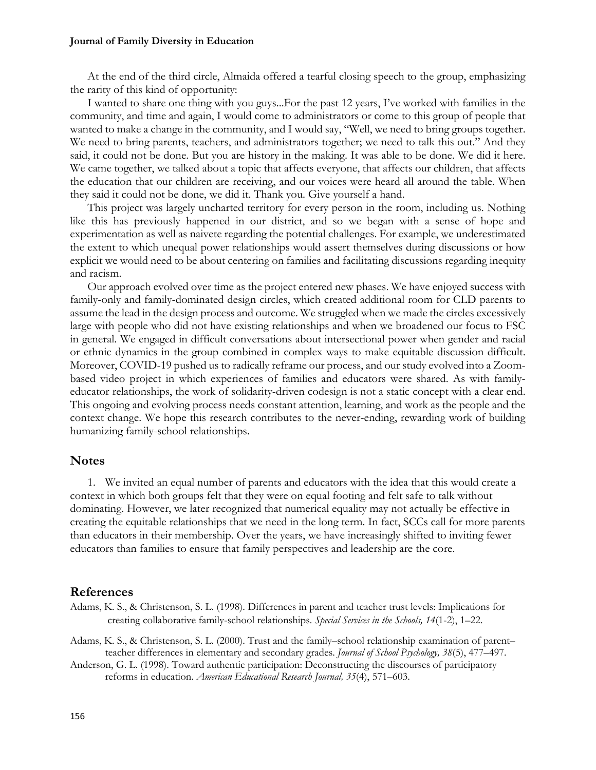At the end of the third circle, Almaida offered a tearful closing speech to the group, emphasizing the rarity of this kind of opportunity:

I wanted to share one thing with you guys...For the past 12 years, I've worked with families in the community, and time and again, I would come to administrators or come to this group of people that wanted to make a change in the community, and I would say, "Well, we need to bring groups together. We need to bring parents, teachers, and administrators together; we need to talk this out." And they said, it could not be done. But you are history in the making. It was able to be done. We did it here. We came together, we talked about a topic that affects everyone, that affects our children, that affects the education that our children are receiving, and our voices were heard all around the table. When they said it could not be done, we did it. Thank you. Give yourself a hand.

This project was largely uncharted territory for every person in the room, including us. Nothing like this has previously happened in our district, and so we began with a sense of hope and experimentation as well as naivete regarding the potential challenges. For example, we underestimated the extent to which unequal power relationships would assert themselves during discussions or how explicit we would need to be about centering on families and facilitating discussions regarding inequity and racism.

Our approach evolved over time as the project entered new phases. We have enjoyed success with family-only and family-dominated design circles, which created additional room for CLD parents to assume the lead in the design process and outcome. We struggled when we made the circles excessively large with people who did not have existing relationships and when we broadened our focus to FSC in general. We engaged in difficult conversations about intersectional power when gender and racial or ethnic dynamics in the group combined in complex ways to make equitable discussion difficult. Moreover, COVID-19 pushed us to radically reframe our process, and our study evolved into a Zoom-based video project in which experiences of families and educators were shared. As with family-educator relationships, the work of solidarity-driven codesign is not a static concept with a clear end. This ongoing and evolving process needs constant attention, learning, and work as the people and the context change. We hope this research contributes to the never-ending, rewarding work of building humanizing family-school relationships.

## Notes

1. We invited an equal number of parents and educators with the idea that this would create a context in which both groups felt that they were on equal footing and felt safe to talk without dominating. However, we later recognized that numerical equality may not actually be effective in creating the equitable relationships that we need in the long term. In fact, SCCs call for more parents than educators in their membership. Over the years, we have increasingly shifted to inviting fewer educators than families to ensure that family perspectives and leadership are the core.

## References

Adams, K. S., & Christenson, S. L. (1998). Differences in parent and teacher trust levels: Implications for creating collaborative family-school relationships. *Special Services in the Schools, 14*(1-2), 1–22.

Adams, K. S., & Christenson, S. L. (2000). Trust and the family–school relationship examination of parent–teacher differences in elementary and secondary grades. *Journal of School Psychology, 38*(5), 477–497.

Anderson, G. L. (1998). Toward authentic participation: Deconstructing the discourses of participatory reforms in education. *American Educational Research Journal, 35*(4), 571–603.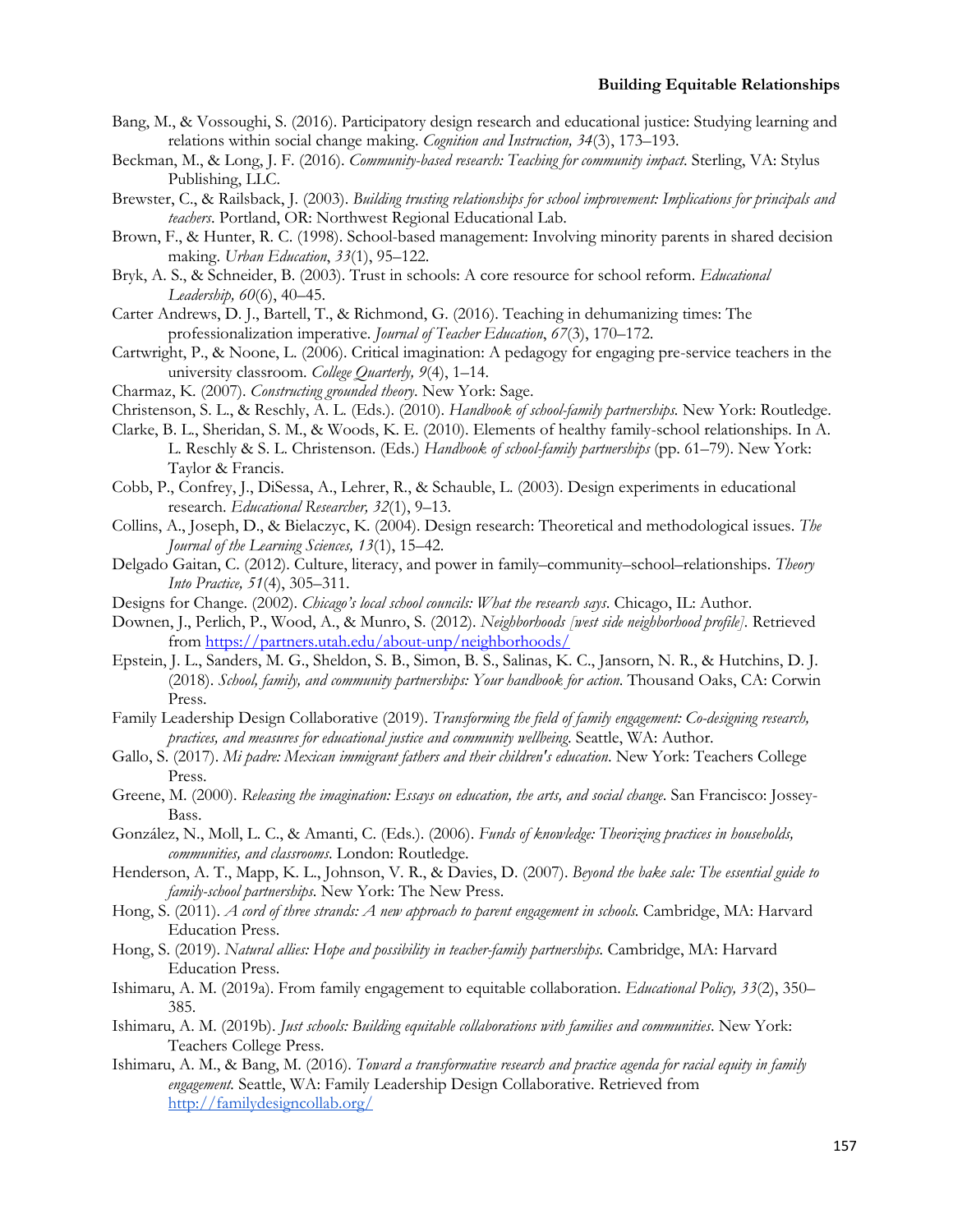Bang, M., & Vossoughi, S. (2016). Participatory design research and educational justice: Studying learning and relations within social change making. *Cognition and Instruction, 34*(3), 173–193.

Beckman, M., & Long, J. F. (2016). *Community-based research: Teaching for community impact*. Sterling, VA: Stylus Publishing, LLC.

Brewster, C., & Railsback, J. (2003). *Building trusting relationships for school improvement: Implications for principals and teachers*. Portland, OR: Northwest Regional Educational Lab.

Brown, F., & Hunter, R. C. (1998). School-based management: Involving minority parents in shared decision making. *Urban Education*, *33*(1), 95–122.

Bryk, A. S., & Schneider, B. (2003). Trust in schools: A core resource for school reform. *Educational Leadership, 60*(6), 40–45.

Carter Andrews, D. J., Bartell, T., & Richmond, G. (2016). Teaching in dehumanizing times: The professionalization imperative. *Journal of Teacher Education*, *67*(3), 170–172.

Cartwright, P., & Noone, L. (2006). Critical imagination: A pedagogy for engaging pre-service teachers in the university classroom. *College Quarterly, 9*(4), 1–14.

Charmaz, K. (2007). *Constructing grounded theory*. New York: Sage.

Christenson, S. L., & Reschly, A. L. (Eds.). (2010). *Handbook of school-family partnerships.* New York: Routledge.

Clarke, B. L., Sheridan, S. M., & Woods, K. E. (2010). Elements of healthy family-school relationships. In A. L. Reschly & S. L. Christenson. (Eds.) *Handbook of school-family partnerships* (pp. 61–79). New York: Taylor & Francis.

Cobb, P., Confrey, J., DiSessa, A., Lehrer, R., & Schauble, L. (2003). Design experiments in educational research. *Educational Researcher, 32*(1), 9–13.

Collins, A., Joseph, D., & Bielaczyc, K. (2004). Design research: Theoretical and methodological issues. *The Journal of the Learning Sciences, 13*(1), 15–42.

Delgado Gaitan, C. (2012). Culture, literacy, and power in family–community–school–relationships. *Theory Into Practice, 51*(4), 305–311.

Designs for Change. (2002). *Chicago's local school councils: What the research says*. Chicago, IL: Author.

Downen, J., Perlich, P., Wood, A., & Munro, S. (2012). *Neighborhoods [west side neighborhood profile]*. Retrieved from https://partners.utah.edu/about-unp/neighborhoods/

Epstein, J. L., Sanders, M. G., Sheldon, S. B., Simon, B. S., Salinas, K. C., Jansorn, N. R., & Hutchins, D. J. (2018). *School, family, and community partnerships: Your handbook for action*. Thousand Oaks, CA: Corwin Press.

Family Leadership Design Collaborative (2019). *Transforming the field of family engagement: Co-designing research, practices, and measures for educational justice and community wellbeing*. Seattle, WA: Author.

Gallo, S. (2017). *Mi padre: Mexican immigrant fathers and their children's education*. New York: Teachers College Press.

Greene, M. (2000). *Releasing the imagination: Essays on education, the arts, and social change*. San Francisco: Jossey-Bass.

González, N., Moll, L. C., & Amanti, C. (Eds.). (2006). *Funds of knowledge: Theorizing practices in households, communities, and classrooms*. London: Routledge.

Henderson, A. T., Mapp, K. L., Johnson, V. R., & Davies, D. (2007). *Beyond the bake sale: The essential guide to family-school partnerships*. New York: The New Press.

Hong, S. (2011). *A cord of three strands: A new approach to parent engagement in schools.* Cambridge, MA: Harvard Education Press.

Hong, S. (2019). *Natural allies: Hope and possibility in teacher-family partnerships.* Cambridge, MA: Harvard Education Press.

Ishimaru, A. M. (2019a). From family engagement to equitable collaboration. *Educational Policy, 33*(2), 350–385.

Ishimaru, A. M. (2019b). *Just schools: Building equitable collaborations with families and communities*. New York: Teachers College Press.

Ishimaru, A. M., & Bang, M. (2016). *Toward a transformative research and practice agenda for racial equity in family engagement.* Seattle, WA: Family Leadership Design Collaborative. Retrieved from http://familydesigncollab.org/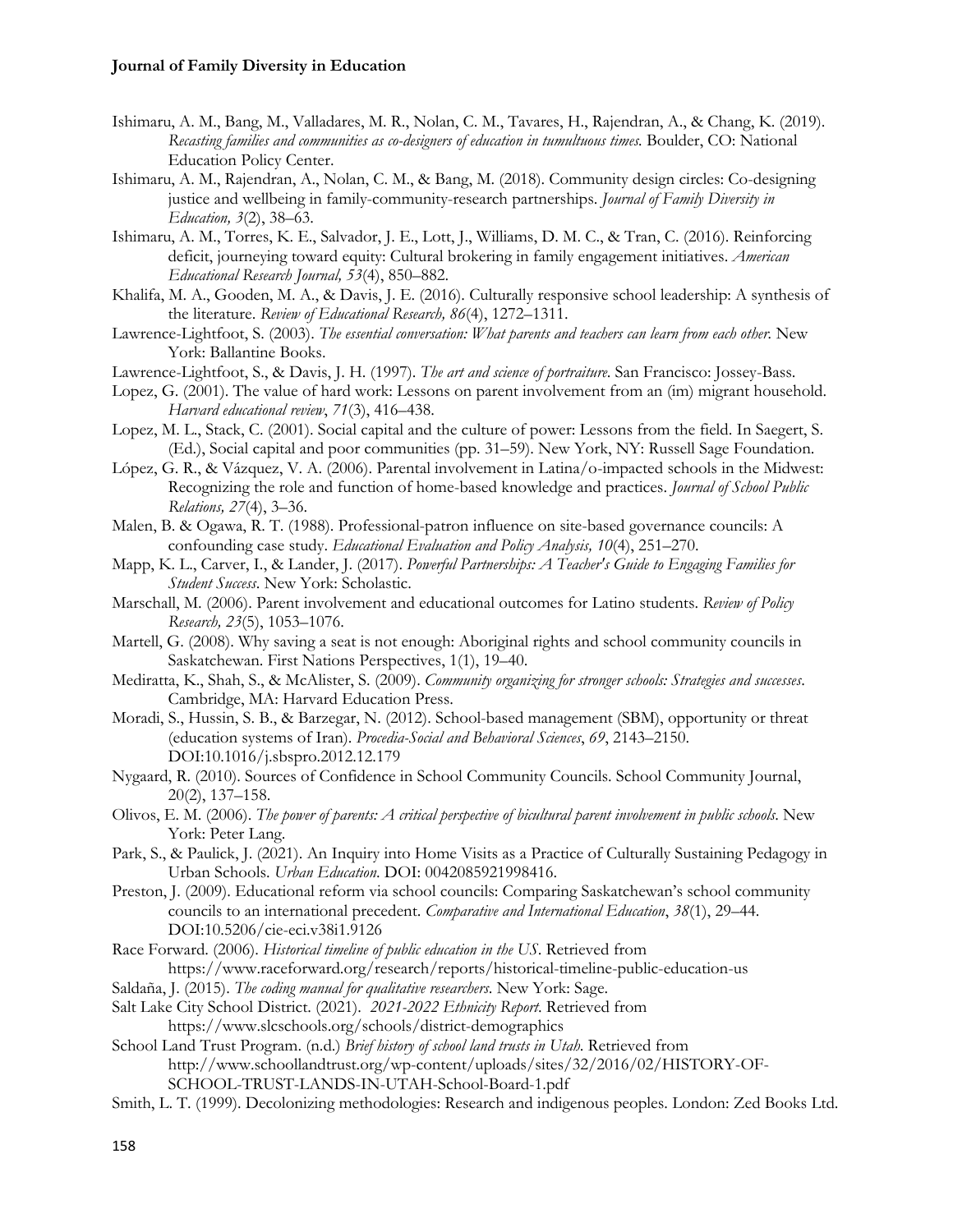Ishimaru, A. M., Bang, M., Valladares, M. R., Nolan, C. M., Tavares, H., Rajendran, A., & Chang, K. (2019). *Recasting families and communities as co-designers of education in tumultuous times.* Boulder, CO: National Education Policy Center.

Ishimaru, A. M., Rajendran, A., Nolan, C. M., & Bang, M. (2018). Community design circles: Co-designing justice and wellbeing in family-community-research partnerships. *Journal of Family Diversity in Education, 3*(2), 38–63.

Ishimaru, A. M., Torres, K. E., Salvador, J. E., Lott, J., Williams, D. M. C., & Tran, C. (2016). Reinforcing deficit, journeying toward equity: Cultural brokering in family engagement initiatives. *American Educational Research Journal, 53*(4), 850–882.

Khalifa, M. A., Gooden, M. A., & Davis, J. E. (2016). Culturally responsive school leadership: A synthesis of the literature. *Review of Educational Research, 86*(4), 1272–1311.

Lawrence-Lightfoot, S. (2003). *The essential conversation: What parents and teachers can learn from each other.* New York: Ballantine Books.

Lawrence-Lightfoot, S., & Davis, J. H. (1997). *The art and science of portraiture.* San Francisco: Jossey-Bass.

Lopez, G. (2001). The value of hard work: Lessons on parent involvement from an (im) migrant household. *Harvard educational review*, *71*(3), 416–438.

Lopez, M. L., Stack, C. (2001). Social capital and the culture of power: Lessons from the field. In Saegert, S. (Ed.), Social capital and poor communities (pp. 31–59). New York, NY: Russell Sage Foundation.

López, G. R., & Vázquez, V. A. (2006). Parental involvement in Latina/o-impacted schools in the Midwest: Recognizing the role and function of home-based knowledge and practices. *Journal of School Public Relations, 27*(4), 3–36.

Malen, B. & Ogawa, R. T. (1988). Professional-patron influence on site-based governance councils: A confounding case study. *Educational Evaluation and Policy Analysis, 10*(4), 251–270.

Mapp, K. L., Carver, I., & Lander, J. (2017). *Powerful Partnerships: A Teacher's Guide to Engaging Families for Student Success.* New York: Scholastic.

Marschall, M. (2006). Parent involvement and educational outcomes for Latino students. *Review of Policy Research, 23*(5), 1053–1076.

Martell, G. (2008). Why saving a seat is not enough: Aboriginal rights and school community councils in Saskatchewan. First Nations Perspectives, 1(1), 19–40.

Mediratta, K., Shah, S., & McAlister, S. (2009). *Community organizing for stronger schools: Strategies and successes*. Cambridge, MA: Harvard Education Press.

Moradi, S., Hussin, S. B., & Barzegar, N. (2012). School-based management (SBM), opportunity or threat (education systems of Iran). *Procedia-Social and Behavioral Sciences*, *69*, 2143–2150. DOI:10.1016/j.sbspro.2012.12.179

Nygaard, R. (2010). Sources of Confidence in School Community Councils. School Community Journal, 20(2), 137–158.

Olivos, E. M. (2006). *The power of parents: A critical perspective of bicultural parent involvement in public schools*. New York: Peter Lang.

Park, S., & Paulick, J. (2021). An Inquiry into Home Visits as a Practice of Culturally Sustaining Pedagogy in Urban Schools. *Urban Education*. DOI: 0042085921998416.

Preston, J. (2009). Educational reform via school councils: Comparing Saskatchewan's school community councils to an international precedent. *Comparative and International Education*, *38*(1), 29–44. DOI:10.5206/cie-eci.v38i1.9126

Race Forward. (2006). *Historical timeline of public education in the US*. Retrieved from https://www.raceforward.org/research/reports/historical-timeline-public-education-us

Saldaña, J. (2015). *The coding manual for qualitative researchers*. New York: Sage.

Salt Lake City School District. (2021). *2021-2022 Ethnicity Report*. Retrieved from https://www.slcschools.org/schools/district-demographics

School Land Trust Program. (n.d.) *Brief history of school land trusts in Utah*. Retrieved from http://www.schoollandtrust.org/wp-content/uploads/sites/32/2016/02/HISTORY-OF-SCHOOL-TRUST-LANDS-IN-UTAH-School-Board-1.pdf

Smith, L. T. (1999). Decolonizing methodologies: Research and indigenous peoples. London: Zed Books Ltd.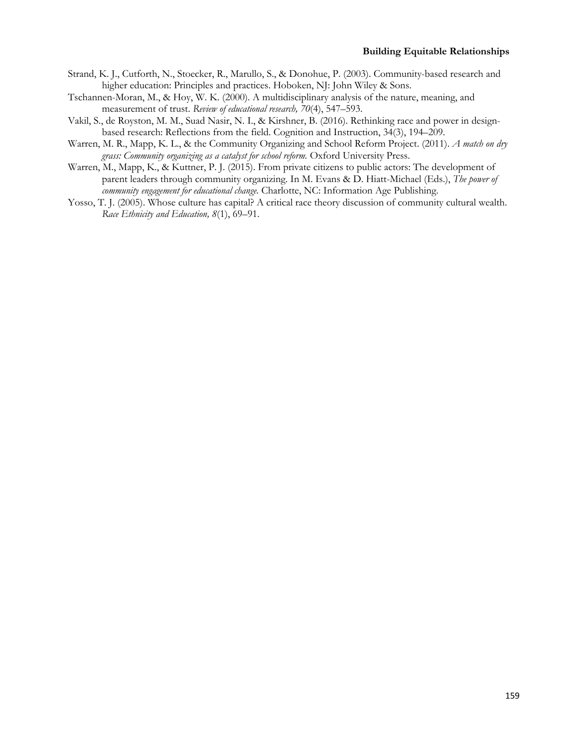Strand, K. J., Cutforth, N., Stoecker, R., Marullo, S., & Donohue, P. (2003). Community-based research and higher education: Principles and practices. Hoboken, NJ: John Wiley & Sons.

Tschannen-Moran, M., & Hoy, W. K. (2000). A multidisciplinary analysis of the nature, meaning, and measurement of trust. *Review of educational research, 70*(4), 547–593.

Vakil, S., de Royston, M. M., Suad Nasir, N. I., & Kirshner, B. (2016). Rethinking race and power in design-based research: Reflections from the field. Cognition and Instruction, 34(3), 194–209.

Warren, M. R., Mapp, K. L., & the Community Organizing and School Reform Project. (2011). *A match on dry grass: Community organizing as a catalyst for school reform.* Oxford University Press.

Warren, M., Mapp, K., & Kuttner, P. J. (2015). From private citizens to public actors: The development of parent leaders through community organizing. In M. Evans & D. Hiatt-Michael (Eds.), *The power of community engagement for educational change.* Charlotte, NC: Information Age Publishing.

Yosso, T. J. (2005). Whose culture has capital? A critical race theory discussion of community cultural wealth. *Race Ethnicity and Education, 8*(1), 69–91.